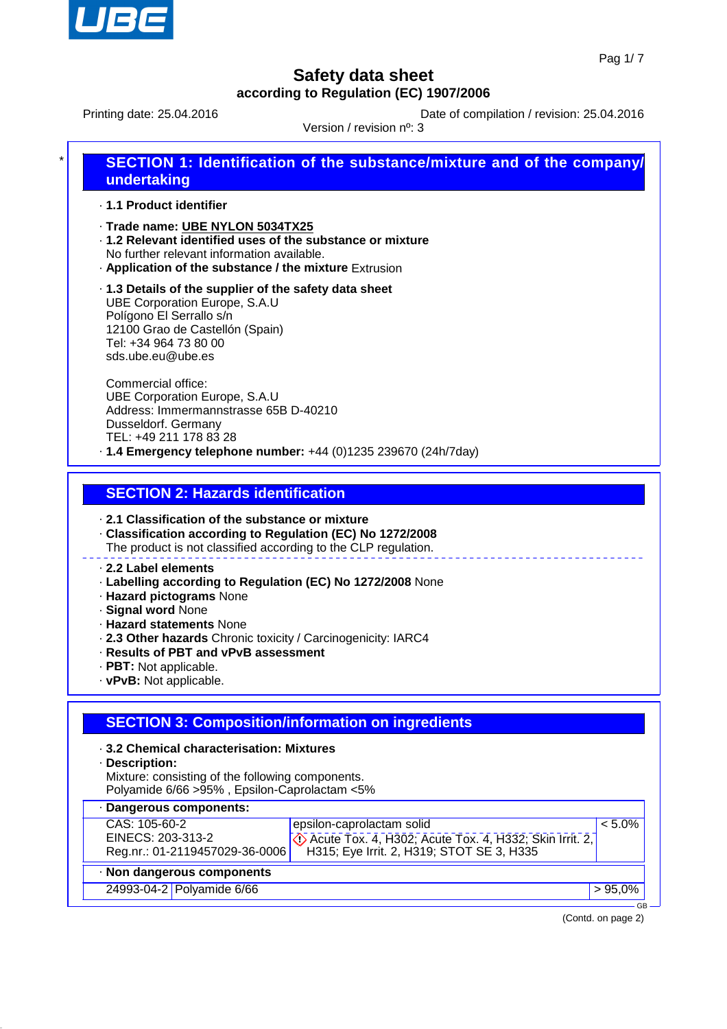# Safety data sheet

**according to Regulation (EC) 1907/2006**

Printing date: 25.04.2016 Date of compilation / revision: 25.04.2016

Version / revision nº: 3

## SECTION 1: Identification of the substance/mixture and of the company/ undertaking

· **1.1 Product identifier**

· **Trade name: UBE NYLON 5034TX25**

· **1.2 Relevant identified uses of the substance or mixture**
No further relevant information available.

· **Application of the substance / the mixture** Extrusion

· **1.3 Details of the supplier of the safety data sheet**
UBE Corporation Europe, S.A.U
Polígono El Serrallo s/n
12100 Grao de Castellón (Spain)
Tel: +34 964 73 80 00
sds.ube.eu@ube.es

Commercial office:
UBE Corporation Europe, S.A.U
Address: Immermannstrasse 65B D-40210
Dusseldorf. Germany
TEL: +49 211 178 83 28

· **1.4 Emergency telephone number:** +44 (0)1235 239670 (24h/7day)

## SECTION 2: Hazards identification

· **2.1 Classification of the substance or mixture**

· **Classification according to Regulation (EC) No 1272/2008**
The product is not classified according to the CLP regulation.

· **2.2 Label elements**

· **Labelling according to Regulation (EC) No 1272/2008** None

· **Hazard pictograms** None

· **Signal word** None

· **Hazard statements** None

· **2.3 Other hazards** Chronic toxicity / Carcinogenicity: IARC4

· **Results of PBT and vPvB assessment**

· **PBT:** Not applicable.

· **vPvB:** Not applicable.

## SECTION 3: Composition/information on ingredients

· **3.2 Chemical characterisation: Mixtures**

· **Description:**
Mixture: consisting of the following components.
Polyamide 6/66 >95% , Epsilon-Caprolactam <5%

· **Dangerous components:**

| | | |
|---|---|---|
| CAS: 105-60-2<br>EINECS: 203-313-2<br>Reg.nr.: 01-2119457029-36-0006 | epsilon-caprolactam solid<br>Acute Tox. 4, H302; Acute Tox. 4, H332; Skin Irrit. 2, H315; Eye Irrit. 2, H319; STOT SE 3, H335 | < 5.0% |

· **Non dangerous components**

| | | |
|---|---|---|
| 24993-04-2 | Polyamide 6/66 | > 95,0% |

(Contd. on page 2)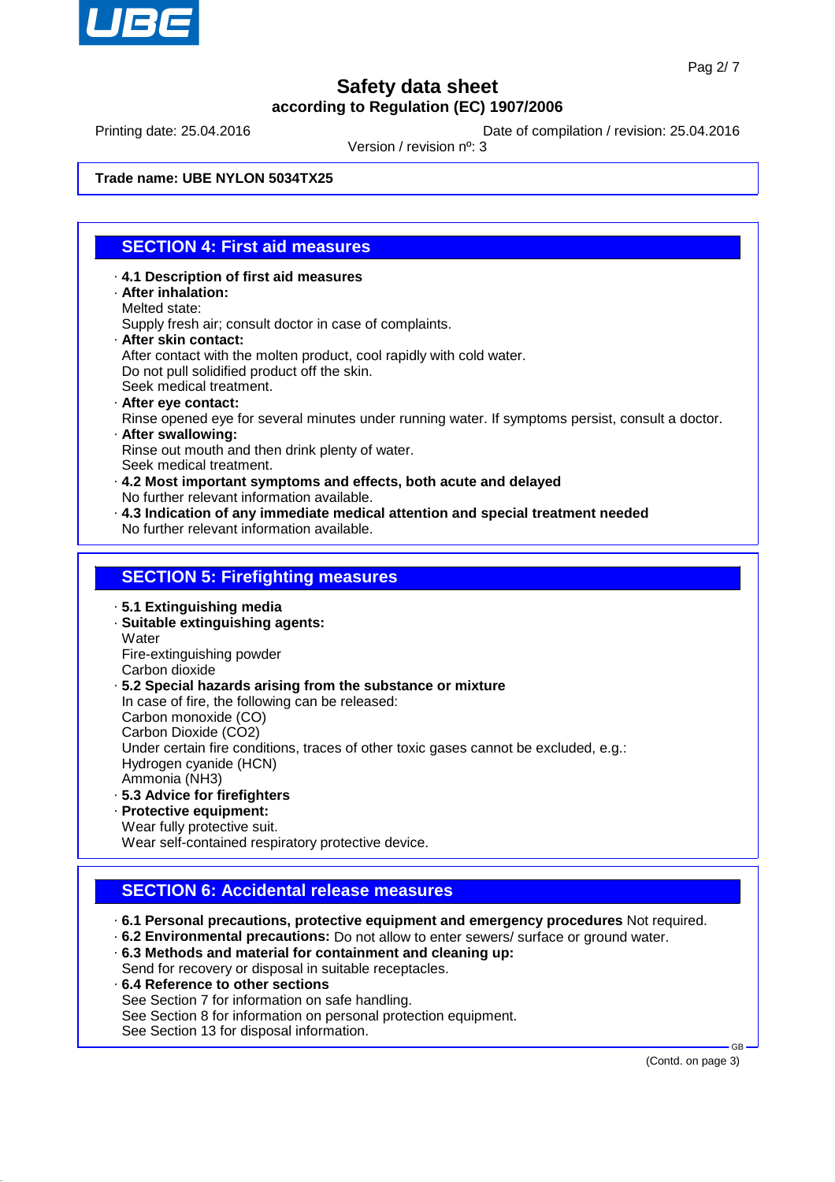**Safety data sheet**
**according to Regulation (EC) 1907/2006**

Printing date: 25.04.2016 | Date of compilation / revision: 25.04.2016
Version / revision nº: 3

**Trade name: UBE NYLON 5034TX25**

## SECTION 4: First aid measures

- **4.1 Description of first aid measures**
- **After inhalation:**
  Melted state:
  Supply fresh air; consult doctor in case of complaints.
- **After skin contact:**
  After contact with the molten product, cool rapidly with cold water.
  Do not pull solidified product off the skin.
  Seek medical treatment.
- **After eye contact:**
  Rinse opened eye for several minutes under running water. If symptoms persist, consult a doctor.
- **After swallowing:**
  Rinse out mouth and then drink plenty of water.
  Seek medical treatment.
- **4.2 Most important symptoms and effects, both acute and delayed**
  No further relevant information available.
- **4.3 Indication of any immediate medical attention and special treatment needed**
  No further relevant information available.

## SECTION 5: Firefighting measures

- **5.1 Extinguishing media**
- **Suitable extinguishing agents:**
  Water
  Fire-extinguishing powder
  Carbon dioxide
- **5.2 Special hazards arising from the substance or mixture**
  In case of fire, the following can be released:
  Carbon monoxide (CO)
  Carbon Dioxide ($CO_2$)
  Under certain fire conditions, traces of other toxic gases cannot be excluded, e.g.:
  Hydrogen cyanide (HCN)
  Ammonia ($NH_3$)
- **5.3 Advice for firefighters**
- **Protective equipment:**
  Wear fully protective suit.
  Wear self-contained respiratory protective device.

## SECTION 6: Accidental release measures

- **6.1 Personal precautions, protective equipment and emergency procedures** Not required.
- **6.2 Environmental precautions:** Do not allow to enter sewers/ surface or ground water.
- **6.3 Methods and material for containment and cleaning up:**
  Send for recovery or disposal in suitable receptacles.
- **6.4 Reference to other sections**
  See Section 7 for information on safe handling.
  See Section 8 for information on personal protection equipment.
  See Section 13 for disposal information.

(Contd. on page 3)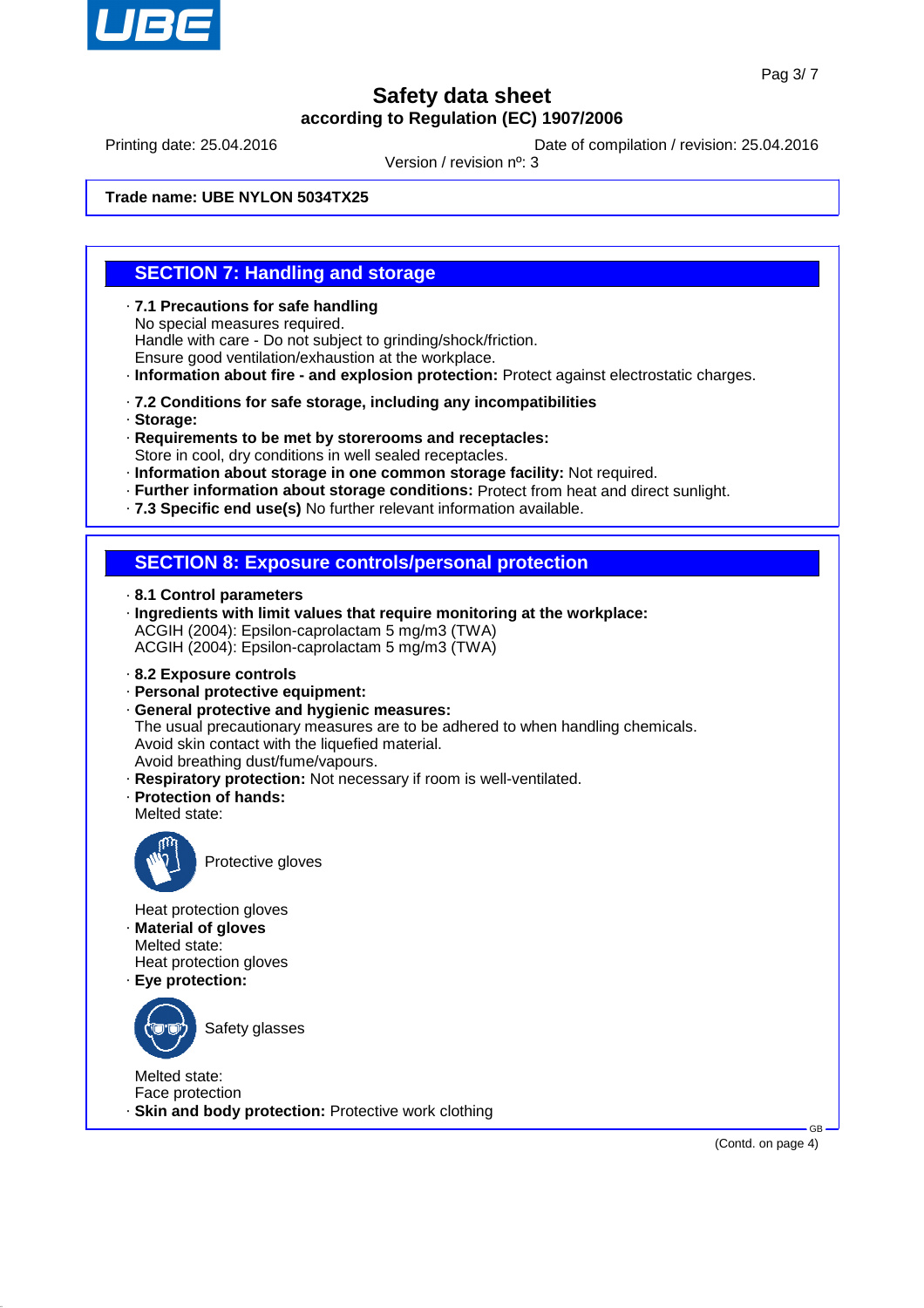Trade name: **UBE NYLON 5034TX25**

## SECTION 7: Handling and storage

- **7.1 Precautions for safe handling**
  No special measures required.
  Handle with care - Do not subject to grinding/shock/friction.
  Ensure good ventilation/exhaustion at the workplace.
- **Information about fire - and explosion protection:** Protect against electrostatic charges.

- **7.2 Conditions for safe storage, including any incompatibilities**
- **Storage:**
- **Requirements to be met by storerooms and receptacles:**
  Store in cool, dry conditions in well sealed receptacles.
- **Information about storage in one common storage facility:** Not required.
- **Further information about storage conditions:** Protect from heat and direct sunlight.
- **7.3 Specific end use(s)** No further relevant information available.

## SECTION 8: Exposure controls/personal protection

- **8.1 Control parameters**
- **Ingredients with limit values that require monitoring at the workplace:**
  ACGIH (2004): Epsilon-caprolactam 5 mg/m3 (TWA)
  ACGIH (2004): Epsilon-caprolactam 5 mg/m3 (TWA)

- **8.2 Exposure controls**
- **Personal protective equipment:**
- **General protective and hygienic measures:**
  The usual precautionary measures are to be adhered to when handling chemicals.
  Avoid skin contact with the liquefied material.
  Avoid breathing dust/fume/vapours.
- **Respiratory protection:** Not necessary if room is well-ventilated.
- **Protection of hands:**
  Melted state:

  Protective gloves

  Heat protection gloves
- **Material of gloves**
  Melted state:
  Heat protection gloves
- **Eye protection:**

  Safety glasses

  Melted state:
  Face protection
- **Skin and body protection:** Protective work clothing

(Contd. on page 4)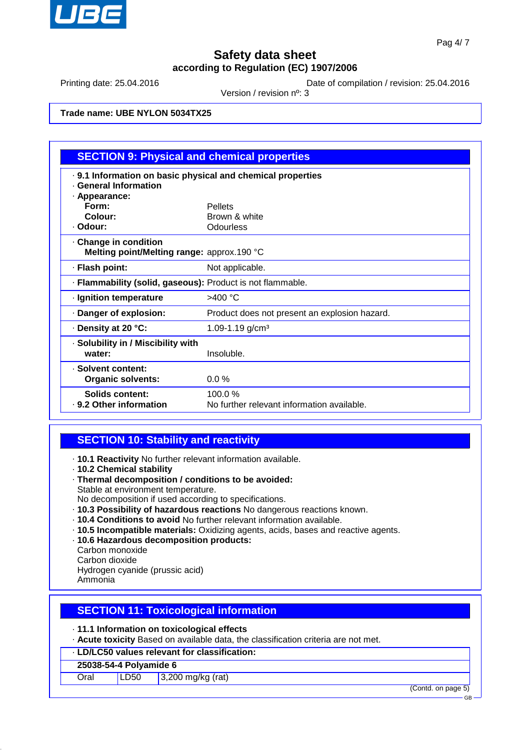# Safety data sheet
## according to Regulation (EC) 1907/2006

Printing date: 25.04.2016 | Date of compilation / revision: 25.04.2016
Version / revision nº: 3

**Trade name: UBE NYLON 5034TX25**

## SECTION 9: Physical and chemical properties

· **9.1 Information on basic physical and chemical properties**
· **General Information**
· **Appearance:**

| | |
|---|---|
| **Form:** | Pellets |
| **Colour:** | Brown & white |
| · **Odour:** | Odourless |
| · **Change in condition** | |
| **Melting point/Melting range:** | approx.190 °C |
| · **Flash point:** | Not applicable. |
| · **Flammability (solid, gaseous):** | Product is not flammable. |
| · **Ignition temperature** | >400 °C |
| · **Danger of explosion:** | Product does not present an explosion hazard. |
| · **Density at 20 °C:** | 1.09-1.19 g/cm³ |
| · **Solubility in / Miscibility with water:** | Insoluble. |
| · **Solvent content:** | |
| **Organic solvents:** | 0.0 % |
| **Solids content:** | 100.0 % |
| · **9.2 Other information** | No further relevant information available. |

## SECTION 10: Stability and reactivity

· **10.1 Reactivity** No further relevant information available.
· **10.2 Chemical stability**
· **Thermal decomposition / conditions to be avoided:**
Stable at environment temperature.
No decomposition if used according to specifications.
· **10.3 Possibility of hazardous reactions** No dangerous reactions known.
· **10.4 Conditions to avoid** No further relevant information available.
· **10.5 Incompatible materials:** Oxidizing agents, acids, bases and reactive agents.
· **10.6 Hazardous decomposition products:**
Carbon monoxide
Carbon dioxide
Hydrogen cyanide (prussic acid)
Ammonia

## SECTION 11: Toxicological information

· **11.1 Information on toxicological effects**
· **Acute toxicity** Based on available data, the classification criteria are not met.

| · **LD/LC50 values relevant for classification:** | | |
|---|---|---|
| **25038-54-4 Polyamide 6** | | |
| Oral | LD50 | 3,200 mg/kg (rat) |

(Contd. on page 5)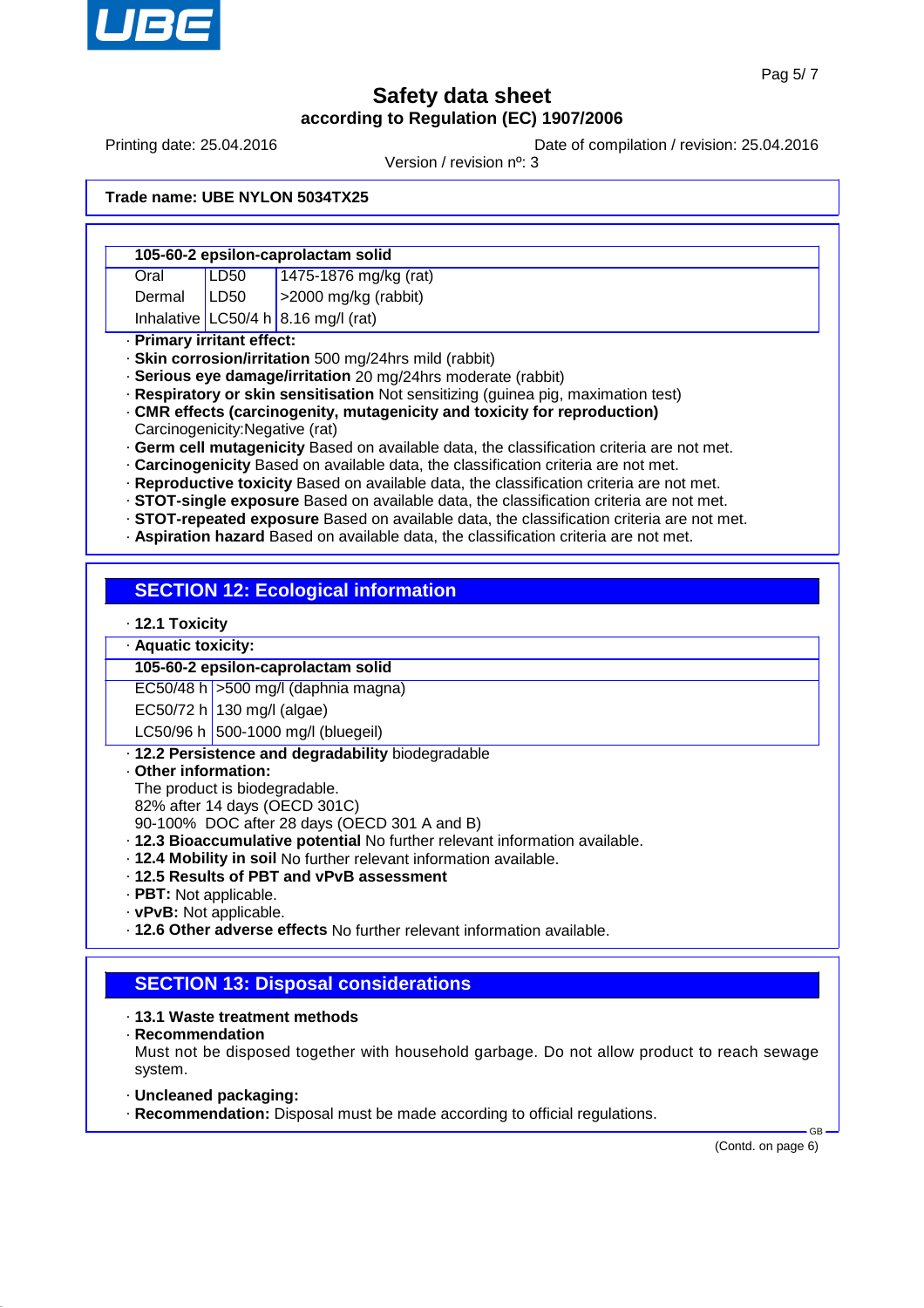**Trade name: UBE NYLON 5034TX25**

| 105-60-2 epsilon-caprolactam solid | | |
|---|---|---|
| Oral | LD50 | 1475-1876 mg/kg (rat) |
| Dermal | LD50 | >2000 mg/kg (rabbit) |
| Inhalative | LC50/4 h | 8.16 mg/l (rat) |

· **Primary irritant effect:**
· **Skin corrosion/irritation** 500 mg/24hrs mild (rabbit)
· **Serious eye damage/irritation** 20 mg/24hrs moderate (rabbit)
· **Respiratory or skin sensitisation** Not sensitizing (guinea pig, maximation test)
· **CMR effects (carcinogenity, mutagenicity and toxicity for reproduction)**
Carcinogenicity:Negative (rat)
· **Germ cell mutagenicity** Based on available data, the classification criteria are not met.
· **Carcinogenicity** Based on available data, the classification criteria are not met.
· **Reproductive toxicity** Based on available data, the classification criteria are not met.
· **STOT-single exposure** Based on available data, the classification criteria are not met.
· **STOT-repeated exposure** Based on available data, the classification criteria are not met.
· **Aspiration hazard** Based on available data, the classification criteria are not met.

## SECTION 12: Ecological information

· **12.1 Toxicity**

| · Aquatic toxicity: | |
|---|---|
| **105-60-2 epsilon-caprolactam solid** | |
| EC50/48 h | >500 mg/l (daphnia magna) |
| EC50/72 h | 130 mg/l (algae) |
| LC50/96 h | 500-1000 mg/l (bluegeil) |

· **12.2 Persistence and degradability** biodegradable
· **Other information:**
The product is biodegradable.
82% after 14 days (OECD 301C)
90-100%  DOC after 28 days (OECD 301 A and B)
· **12.3 Bioaccumulative potential** No further relevant information available.
· **12.4 Mobility in soil** No further relevant information available.
· **12.5 Results of PBT and vPvB assessment**
· **PBT:** Not applicable.
· **vPvB:** Not applicable.
· **12.6 Other adverse effects** No further relevant information available.

## SECTION 13: Disposal considerations

· **13.1 Waste treatment methods**
· **Recommendation**
Must not be disposed together with household garbage. Do not allow product to reach sewage system.

· **Uncleaned packaging:**
· **Recommendation:** Disposal must be made according to official regulations.

(Contd. on page 6)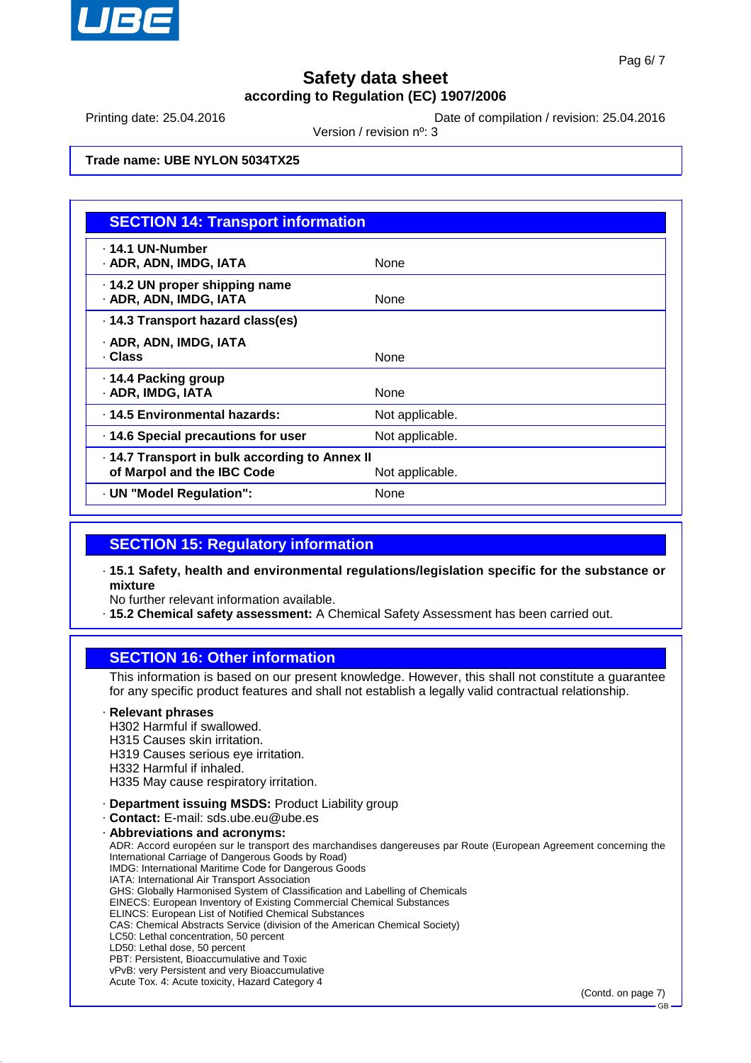Trade name: UBE NYLON 5034TX25

## SECTION 14: Transport information

| | |
|---|---|
| · **14.1 UN-Number**<br>· **ADR, ADN, IMDG, IATA** | None |
| · **14.2 UN proper shipping name**<br>· **ADR, ADN, IMDG, IATA** | None |
| · **14.3 Transport hazard class(es)**<br>· **ADR, ADN, IMDG, IATA**<br>· **Class** | None |
| · **14.4 Packing group**<br>· **ADR, IMDG, IATA** | None |
| · **14.5 Environmental hazards:** | Not applicable. |
| · **14.6 Special precautions for user** | Not applicable. |
| · **14.7 Transport in bulk according to Annex II of Marpol and the IBC Code** | Not applicable. |
| · **UN "Model Regulation":** | None |

## SECTION 15: Regulatory information

· **15.1 Safety, health and environmental regulations/legislation specific for the substance or mixture**
No further relevant information available.
· **15.2 Chemical safety assessment:** A Chemical Safety Assessment has been carried out.

## SECTION 16: Other information

This information is based on our present knowledge. However, this shall not constitute a guarantee for any specific product features and shall not establish a legally valid contractual relationship.

· **Relevant phrases**
H302 Harmful if swallowed.
H315 Causes skin irritation.
H319 Causes serious eye irritation.
H332 Harmful if inhaled.
H335 May cause respiratory irritation.

· **Department issuing MSDS:** Product Liability group
· **Contact:** E-mail: sds.ube.eu@ube.es
· **Abbreviations and acronyms:**
ADR: Accord européen sur le transport des marchandises dangereuses par Route (European Agreement concerning the International Carriage of Dangerous Goods by Road)
IMDG: International Maritime Code for Dangerous Goods
IATA: International Air Transport Association
GHS: Globally Harmonised System of Classification and Labelling of Chemicals
EINECS: European Inventory of Existing Commercial Chemical Substances
ELINCS: European List of Notified Chemical Substances
CAS: Chemical Abstracts Service (division of the American Chemical Society)
LC50: Lethal concentration, 50 percent
LD50: Lethal dose, 50 percent
PBT: Persistent, Bioaccumulative and Toxic
vPvB: very Persistent and very Bioaccumulative
Acute Tox. 4: Acute toxicity, Hazard Category 4

(Contd. on page 7)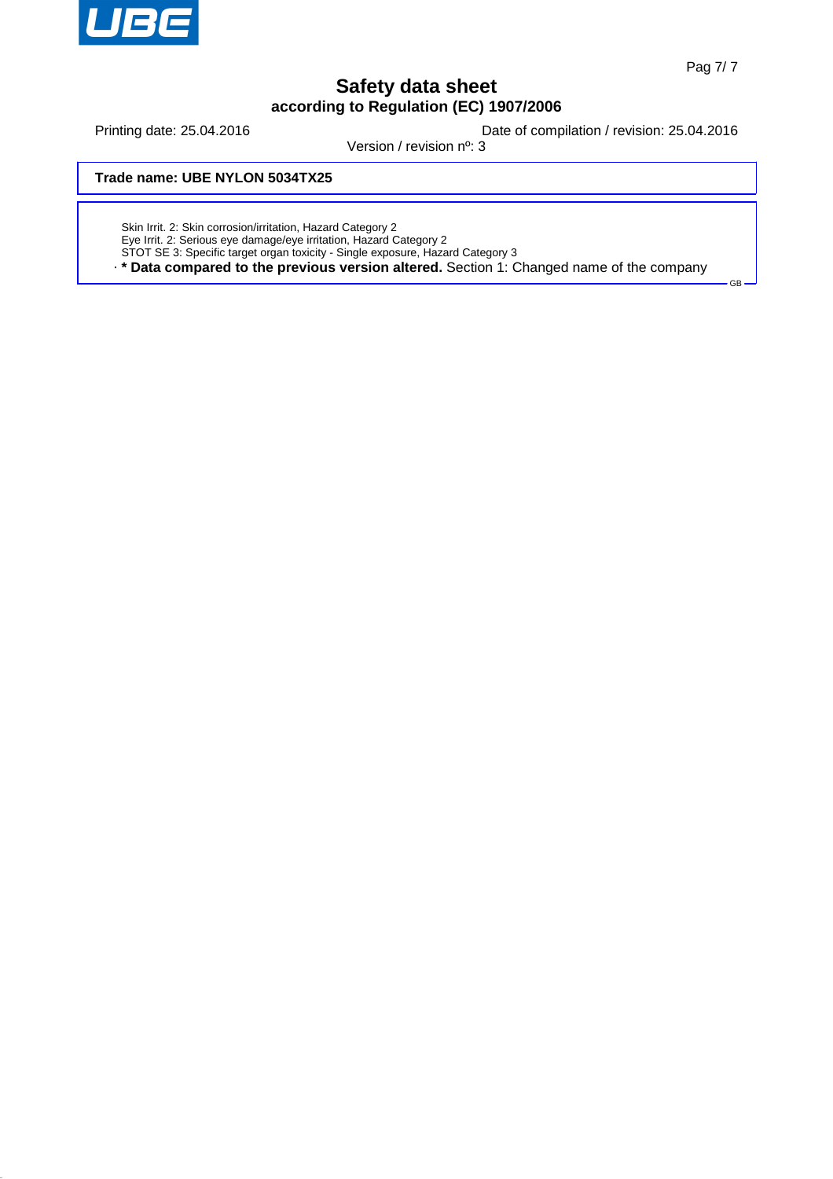Skin Irrit. 2: Skin corrosion/irritation, Hazard Category 2
Eye Irrit. 2: Serious eye damage/eye irritation, Hazard Category 2
STOT SE 3: Specific target organ toxicity - Single exposure, Hazard Category 3

· **\* Data compared to the previous version altered.** Section 1: Changed name of the company